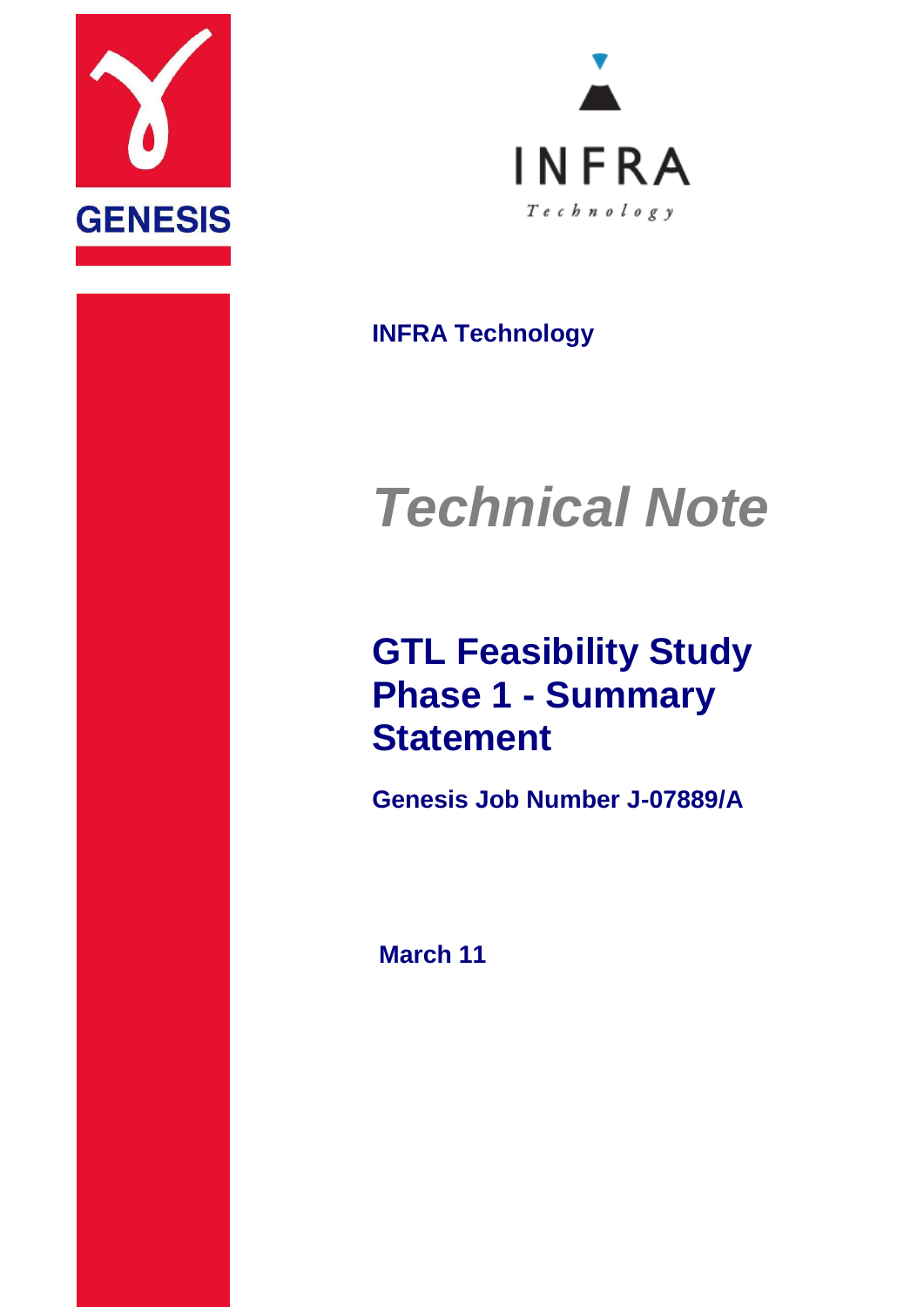GENESIS

INFRA
Technology

**INFRA Technology**

# *Technical Note*

## GTL Feasibility Study Phase 1 - Summary Statement

**Genesis Job Number J-07889/A**

**March 11**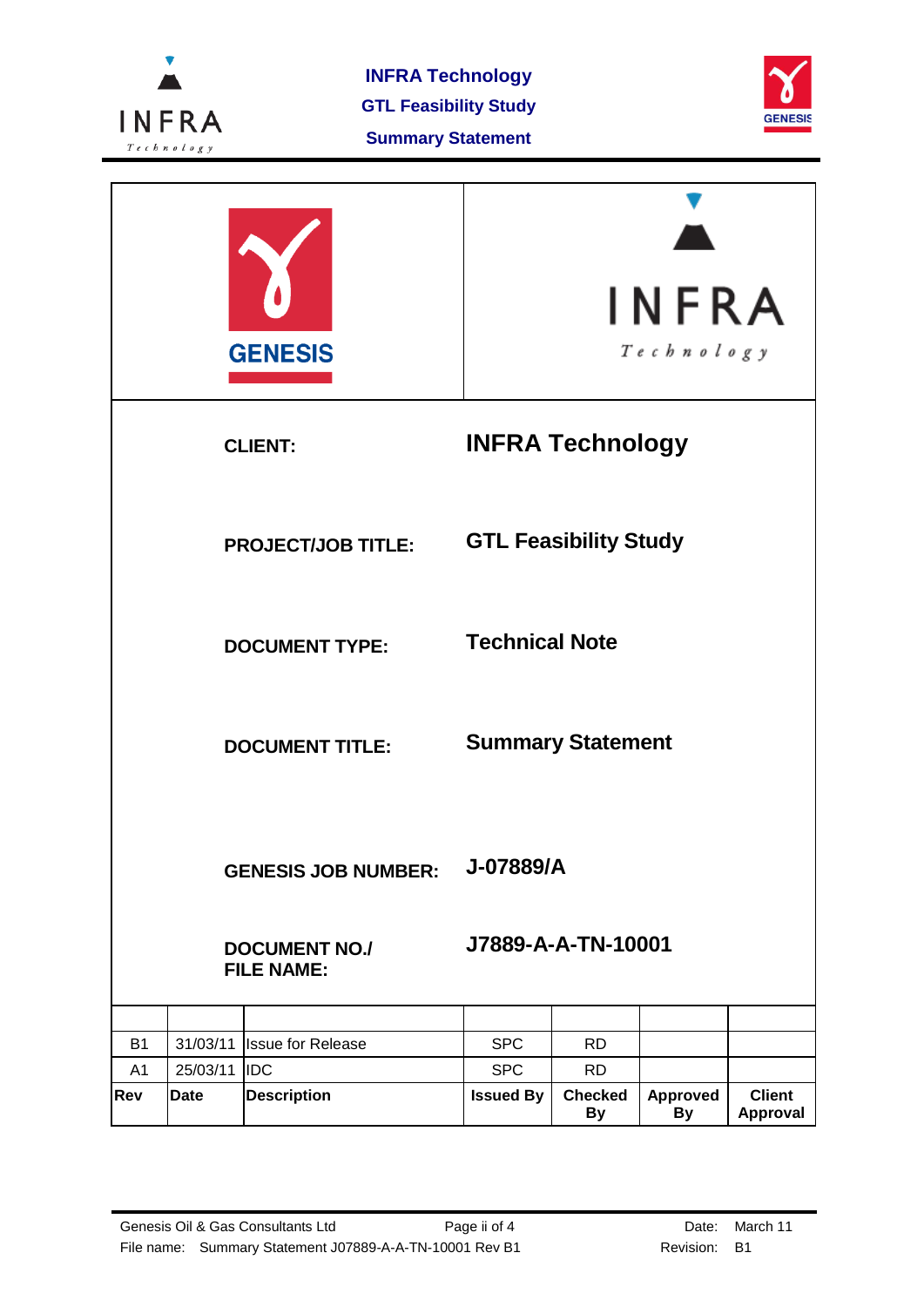GENESIS

INFRA
Technology

| | |
|---|---|
| **CLIENT:** | **INFRA Technology** |
| **PROJECT/JOB TITLE:** | **GTL Feasibility Study** |
| **DOCUMENT TYPE:** | **Technical Note** |
| **DOCUMENT TITLE:** | **Summary Statement** |
| **GENESIS JOB NUMBER:** | **J-07889/A** |
| **DOCUMENT NO./ FILE NAME:** | **J7889-A-A-TN-10001** |

| | | | | | | |
|---|---|---|---|---|---|---|
| | | | | | | |
| B1 | 31/03/11 | Issue for Release | SPC | RD | | |
| A1 | 25/03/11 | IDC | SPC | RD | | |
| **Rev** | **Date** | **Description** | **Issued By** | **Checked By** | **Approved By** | **Client Approval** |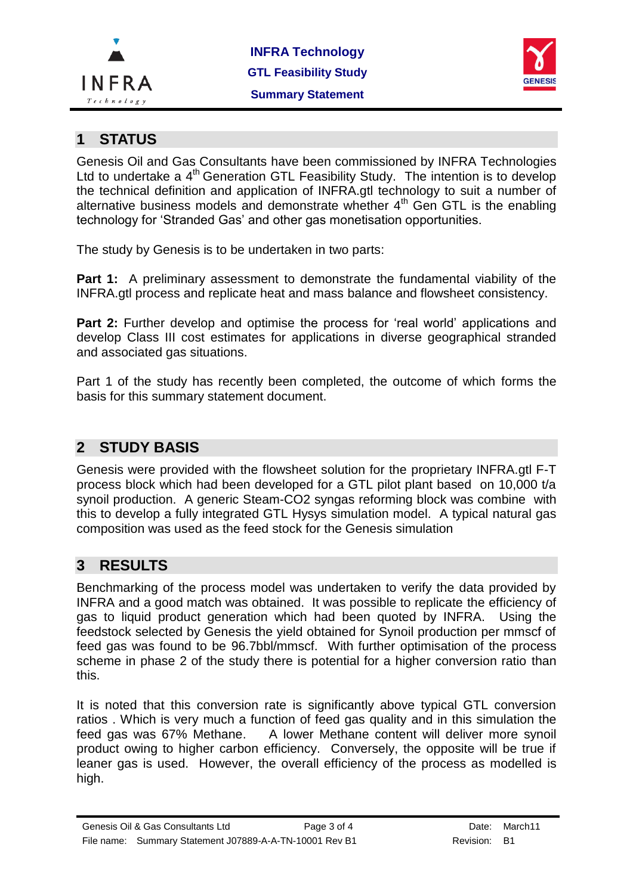## 1 STATUS

Genesis Oil and Gas Consultants have been commissioned by INFRA Technologies Ltd to undertake a $4^{th}$ Generation GTL Feasibility Study. The intention is to develop the technical definition and application of INFRA.gtl technology to suit a number of alternative business models and demonstrate whether $4^{th}$ Gen GTL is the enabling technology for 'Stranded Gas' and other gas monetisation opportunities.

The study by Genesis is to be undertaken in two parts:

**Part 1:** A preliminary assessment to demonstrate the fundamental viability of the INFRA.gtl process and replicate heat and mass balance and flowsheet consistency.

**Part 2:** Further develop and optimise the process for 'real world' applications and develop Class III cost estimates for applications in diverse geographical stranded and associated gas situations.

Part 1 of the study has recently been completed, the outcome of which forms the basis for this summary statement document.

## 2 STUDY BASIS

Genesis were provided with the flowsheet solution for the proprietary INFRA.gtl F-T process block which had been developed for a GTL pilot plant based on 10,000 t/a synoil production. A generic Steam-CO2 syngas reforming block was combine with this to develop a fully integrated GTL Hysys simulation model. A typical natural gas composition was used as the feed stock for the Genesis simulation

## 3 RESULTS

Benchmarking of the process model was undertaken to verify the data provided by INFRA and a good match was obtained. It was possible to replicate the efficiency of gas to liquid product generation which had been quoted by INFRA. Using the feedstock selected by Genesis the yield obtained for Synoil production per mmscf of feed gas was found to be 96.7bbl/mmscf. With further optimisation of the process scheme in phase 2 of the study there is potential for a higher conversion ratio than this.

It is noted that this conversion rate is significantly above typical GTL conversion ratios . Which is very much a function of feed gas quality and in this simulation the feed gas was 67% Methane. A lower Methane content will deliver more synoil product owing to higher carbon efficiency. Conversely, the opposite will be true if leaner gas is used. However, the overall efficiency of the process as modelled is high.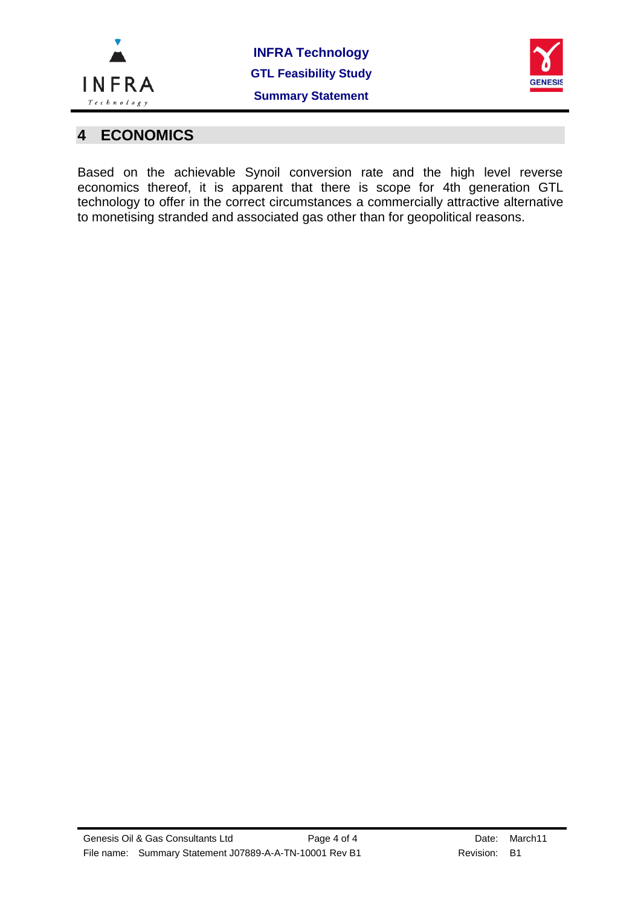# 4 ECONOMICS

Based on the achievable Synoil conversion rate and the high level reverse economics thereof, it is apparent that there is scope for 4th generation GTL technology to offer in the correct circumstances a commercially attractive alternative to monetising stranded and associated gas other than for geopolitical reasons.